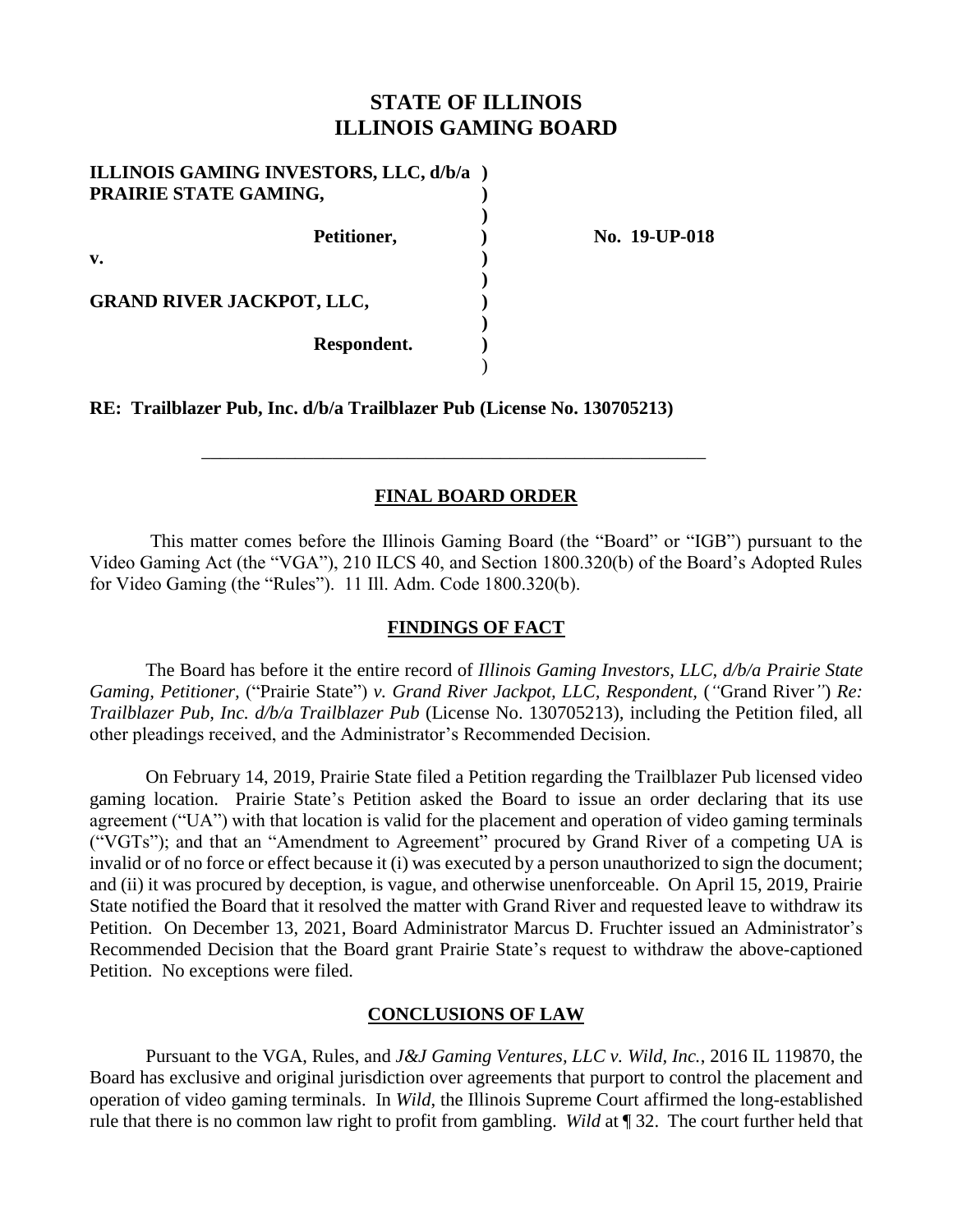# STATE OF ILLINOIS
# ILLINOIS GAMING BOARD

**ILLINOIS GAMING INVESTORS, LLC, d/b/a PRAIRIE STATE GAMING,**

**Petitioner,**

**v.**

**GRAND RIVER JACKPOT, LLC,**

**Respondent.**

**No. 19-UP-018**

**RE: Trailblazer Pub, Inc. d/b/a Trailblazer Pub (License No. 130705213)**

---

## FINAL BOARD ORDER

This matter comes before the Illinois Gaming Board (the "Board" or "IGB") pursuant to the Video Gaming Act (the "VGA"), 210 ILCS 40, and Section 1800.320(b) of the Board's Adopted Rules for Video Gaming (the "Rules"). 11 Ill. Adm. Code 1800.320(b).

## FINDINGS OF FACT

The Board has before it the entire record of *Illinois Gaming Investors, LLC, d/b/a Prairie State Gaming, Petitioner,* ("Prairie State") *v. Grand River Jackpot, LLC, Respondent,* ("Grand River") *Re: Trailblazer Pub, Inc. d/b/a Trailblazer Pub* (License No. 130705213), including the Petition filed, all other pleadings received, and the Administrator's Recommended Decision.

On February 14, 2019, Prairie State filed a Petition regarding the Trailblazer Pub licensed video gaming location. Prairie State's Petition asked the Board to issue an order declaring that its use agreement ("UA") with that location is valid for the placement and operation of video gaming terminals ("VGTs"); and that an "Amendment to Agreement" procured by Grand River of a competing UA is invalid or of no force or effect because it (i) was executed by a person unauthorized to sign the document; and (ii) it was procured by deception, is vague, and otherwise unenforceable. On April 15, 2019, Prairie State notified the Board that it resolved the matter with Grand River and requested leave to withdraw its Petition. On December 13, 2021, Board Administrator Marcus D. Fruchter issued an Administrator's Recommended Decision that the Board grant Prairie State's request to withdraw the above-captioned Petition. No exceptions were filed.

## CONCLUSIONS OF LAW

Pursuant to the VGA, Rules, and *J&J Gaming Ventures, LLC v. Wild, Inc.*, 2016 IL 119870, the Board has exclusive and original jurisdiction over agreements that purport to control the placement and operation of video gaming terminals. In *Wild*, the Illinois Supreme Court affirmed the long-established rule that there is no common law right to profit from gambling. *Wild* at ¶ 32. The court further held that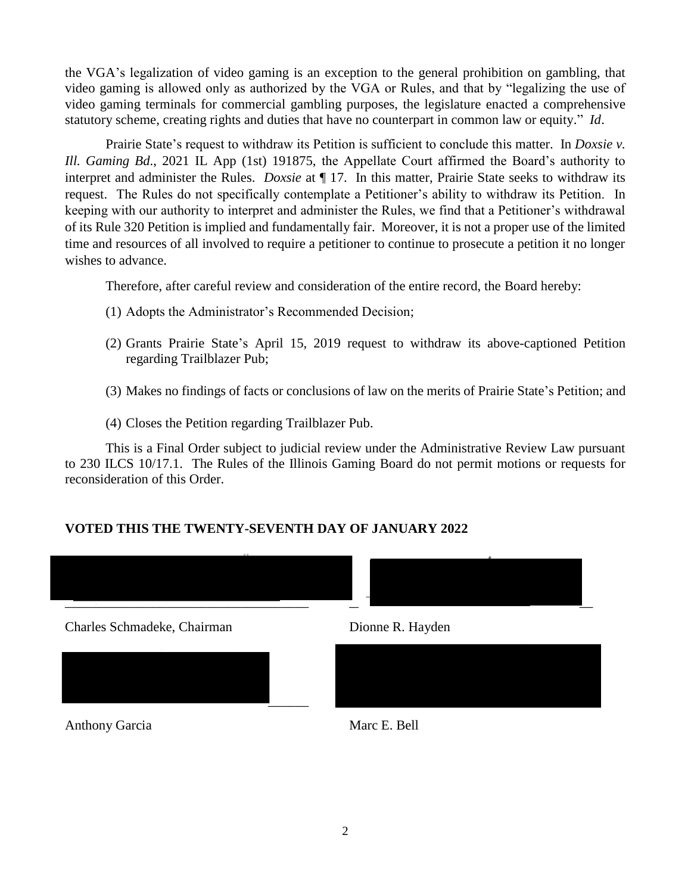the VGA's legalization of video gaming is an exception to the general prohibition on gambling, that video gaming is allowed only as authorized by the VGA or Rules, and that by "legalizing the use of video gaming terminals for commercial gambling purposes, the legislature enacted a comprehensive statutory scheme, creating rights and duties that have no counterpart in common law or equity." *Id*.

Prairie State's request to withdraw its Petition is sufficient to conclude this matter. In *Doxsie v. Ill. Gaming Bd*., 2021 IL App (1st) 191875, the Appellate Court affirmed the Board's authority to interpret and administer the Rules. *Doxsie* at ¶ 17. In this matter, Prairie State seeks to withdraw its request. The Rules do not specifically contemplate a Petitioner's ability to withdraw its Petition. In keeping with our authority to interpret and administer the Rules, we find that a Petitioner's withdrawal of its Rule 320 Petition is implied and fundamentally fair. Moreover, it is not a proper use of the limited time and resources of all involved to require a petitioner to continue to prosecute a petition it no longer wishes to advance.

Therefore, after careful review and consideration of the entire record, the Board hereby:

(1) Adopts the Administrator's Recommended Decision;

(2) Grants Prairie State's April 15, 2019 request to withdraw its above-captioned Petition regarding Trailblazer Pub;

(3) Makes no findings of facts or conclusions of law on the merits of Prairie State's Petition; and

(4) Closes the Petition regarding Trailblazer Pub.

This is a Final Order subject to judicial review under the Administrative Review Law pursuant to 230 ILCS 10/17.1. The Rules of the Illinois Gaming Board do not permit motions or requests for reconsideration of this Order.

**VOTED THIS THE TWENTY-SEVENTH DAY OF JANUARY 2022**

Charles Schmadeke, Chairman

Dionne R. Hayden

Anthony Garcia

Marc E. Bell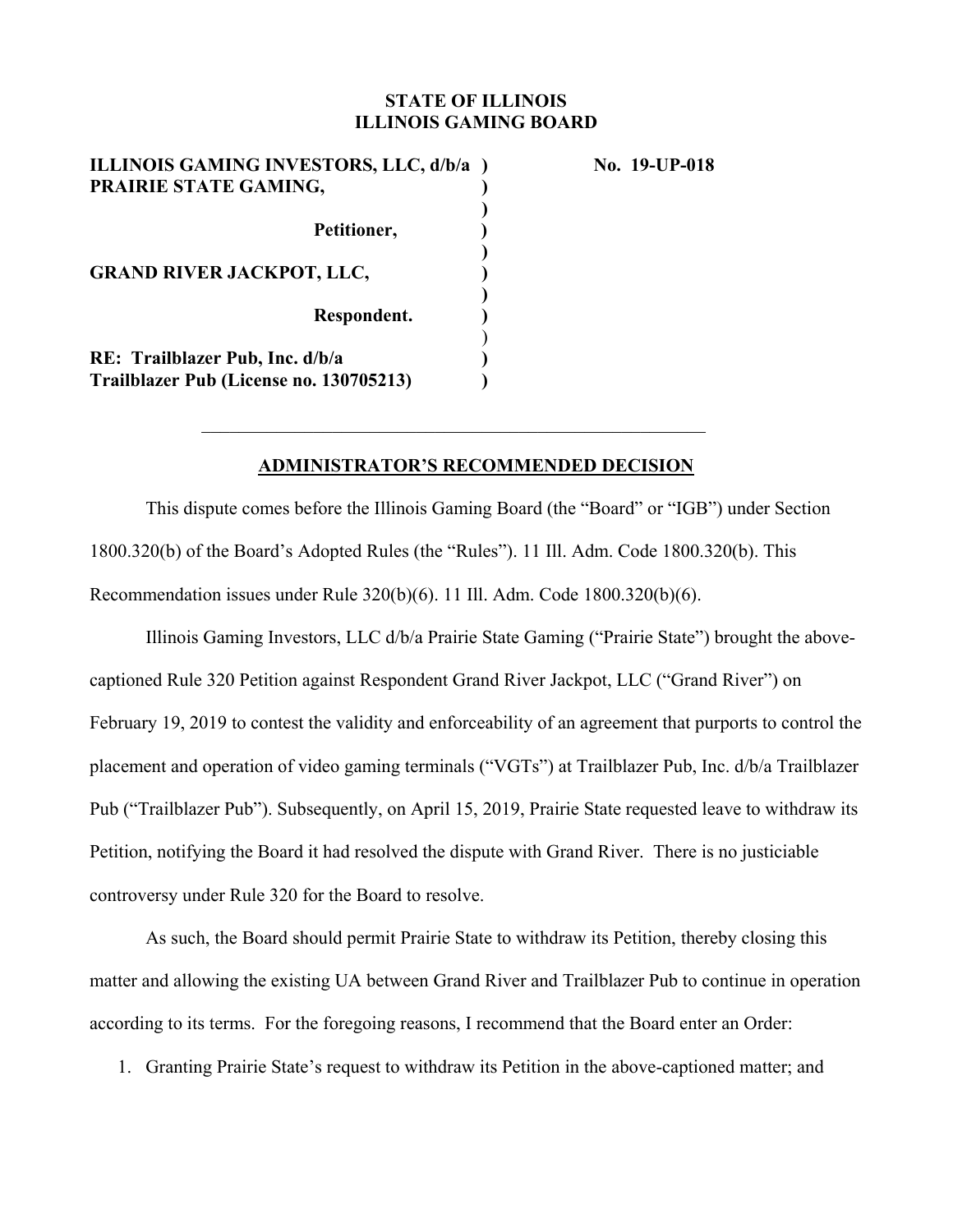**STATE OF ILLINOIS**
**ILLINOIS GAMING BOARD**

| | | |
|---|---|---|
| **ILLINOIS GAMING INVESTORS, LLC, d/b/a PRAIRIE STATE GAMING,** | ) | **No. 19-UP-018** |
| **Petitioner,** | ) | |
| **GRAND RIVER JACKPOT, LLC,** | ) | |
| **Respondent.** | ) | |
| **RE: Trailblazer Pub, Inc. d/b/a Trailblazer Pub (License no. 130705213)** | ) | |

---

## ADMINISTRATOR'S RECOMMENDED DECISION

This dispute comes before the Illinois Gaming Board (the "Board" or "IGB") under Section 1800.320(b) of the Board's Adopted Rules (the "Rules"). 11 Ill. Adm. Code 1800.320(b). This Recommendation issues under Rule 320(b)(6). 11 Ill. Adm. Code 1800.320(b)(6).

Illinois Gaming Investors, LLC d/b/a Prairie State Gaming ("Prairie State") brought the above-captioned Rule 320 Petition against Respondent Grand River Jackpot, LLC ("Grand River") on February 19, 2019 to contest the validity and enforceability of an agreement that purports to control the placement and operation of video gaming terminals ("VGTs") at Trailblazer Pub, Inc. d/b/a Trailblazer Pub ("Trailblazer Pub"). Subsequently, on April 15, 2019, Prairie State requested leave to withdraw its Petition, notifying the Board it had resolved the dispute with Grand River. There is no justiciable controversy under Rule 320 for the Board to resolve.

As such, the Board should permit Prairie State to withdraw its Petition, thereby closing this matter and allowing the existing UA between Grand River and Trailblazer Pub to continue in operation according to its terms. For the foregoing reasons, I recommend that the Board enter an Order:

1. Granting Prairie State's request to withdraw its Petition in the above-captioned matter; and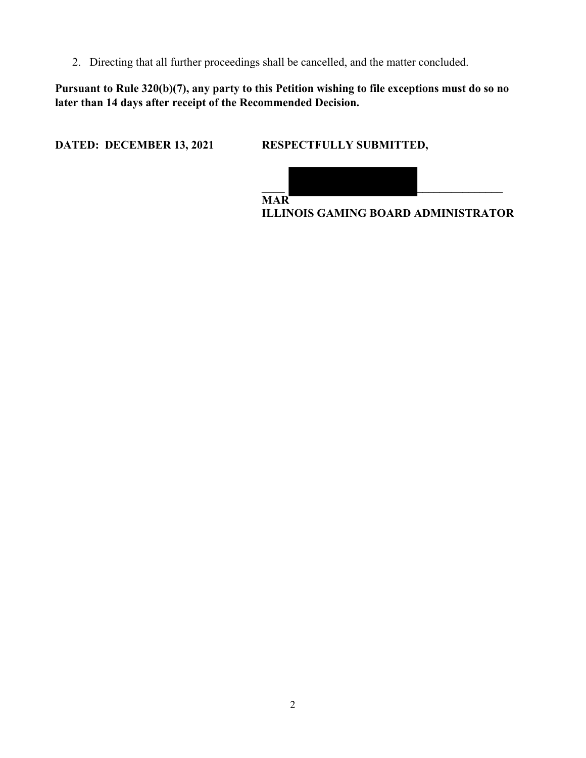2. Directing that all further proceedings shall be cancelled, and the matter concluded.

**Pursuant to Rule 320(b)(7), any party to this Petition wishing to file exceptions must do so no later than 14 days after receipt of the Recommended Decision.**

**DATED: DECEMBER 13, 2021**

**RESPECTFULLY SUBMITTED,**

______________________________

**MAR**
**ILLINOIS GAMING BOARD ADMINISTRATOR**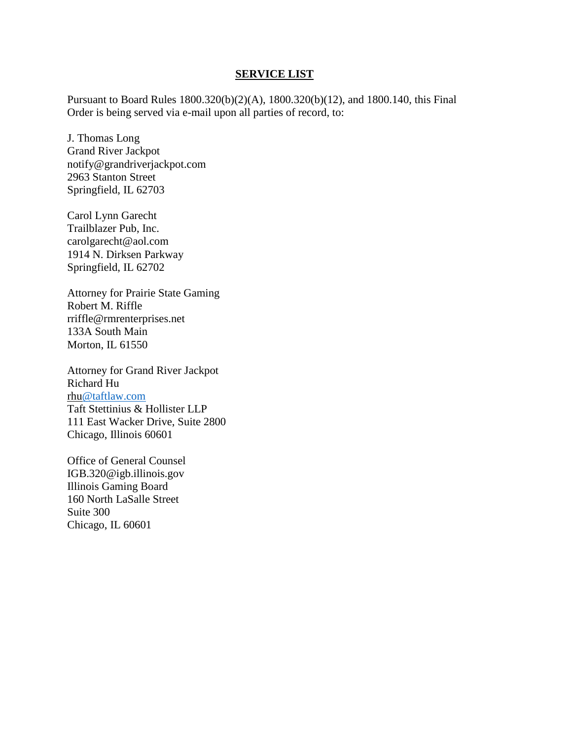**SERVICE LIST**

Pursuant to Board Rules 1800.320(b)(2)(A), 1800.320(b)(12), and 1800.140, this Final Order is being served via e-mail upon all parties of record, to:

J. Thomas Long  
Grand River Jackpot  
notify@grandriverjackpot.com  
2963 Stanton Street  
Springfield, IL 62703

Carol Lynn Garecht  
Trailblazer Pub, Inc.  
carolgarecht@aol.com  
1914 N. Dirksen Parkway  
Springfield, IL 62702

Attorney for Prairie State Gaming  
Robert M. Riffle  
rriffle@rmrenterprises.net  
133A South Main  
Morton, IL 61550

Attorney for Grand River Jackpot  
Richard Hu  
rhu@taftlaw.com  
Taft Stettinius & Hollister LLP  
111 East Wacker Drive, Suite 2800  
Chicago, Illinois 60601

Office of General Counsel  
IGB.320@igb.illinois.gov  
Illinois Gaming Board  
160 North LaSalle Street  
Suite 300  
Chicago, IL 60601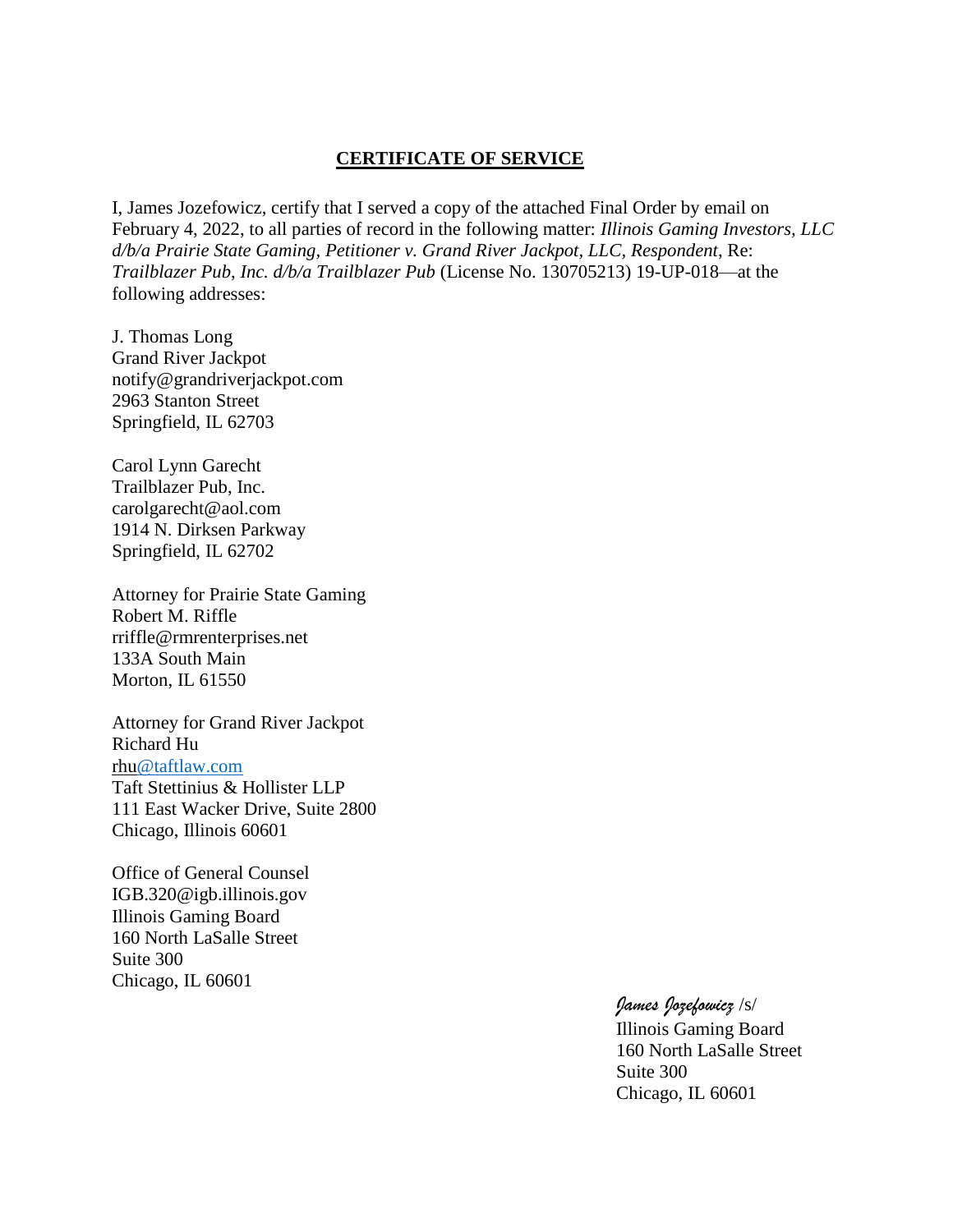## CERTIFICATE OF SERVICE

I, James Jozefowicz, certify that I served a copy of the attached Final Order by email on February 4, 2022, to all parties of record in the following matter: *Illinois Gaming Investors, LLC d/b/a Prairie State Gaming, Petitioner v. Grand River Jackpot, LLC, Respondent*, Re: *Trailblazer Pub, Inc. d/b/a Trailblazer Pub* (License No. 130705213) 19-UP-018—at the following addresses:

J. Thomas Long
Grand River Jackpot
notify@grandriverjackpot.com
2963 Stanton Street
Springfield, IL 62703

Carol Lynn Garecht
Trailblazer Pub, Inc.
carolgarecht@aol.com
1914 N. Dirksen Parkway
Springfield, IL 62702

Attorney for Prairie State Gaming
Robert M. Riffle
rriffle@rmrenterprises.net
133A South Main
Morton, IL 61550

Attorney for Grand River Jackpot
Richard Hu
rhu@taftlaw.com
Taft Stettinius & Hollister LLP
111 East Wacker Drive, Suite 2800
Chicago, Illinois 60601

Office of General Counsel
IGB.320@igb.illinois.gov
Illinois Gaming Board
160 North LaSalle Street
Suite 300
Chicago, IL 60601

*James Jozefowicz* /s/
Illinois Gaming Board
160 North LaSalle Street
Suite 300
Chicago, IL 60601